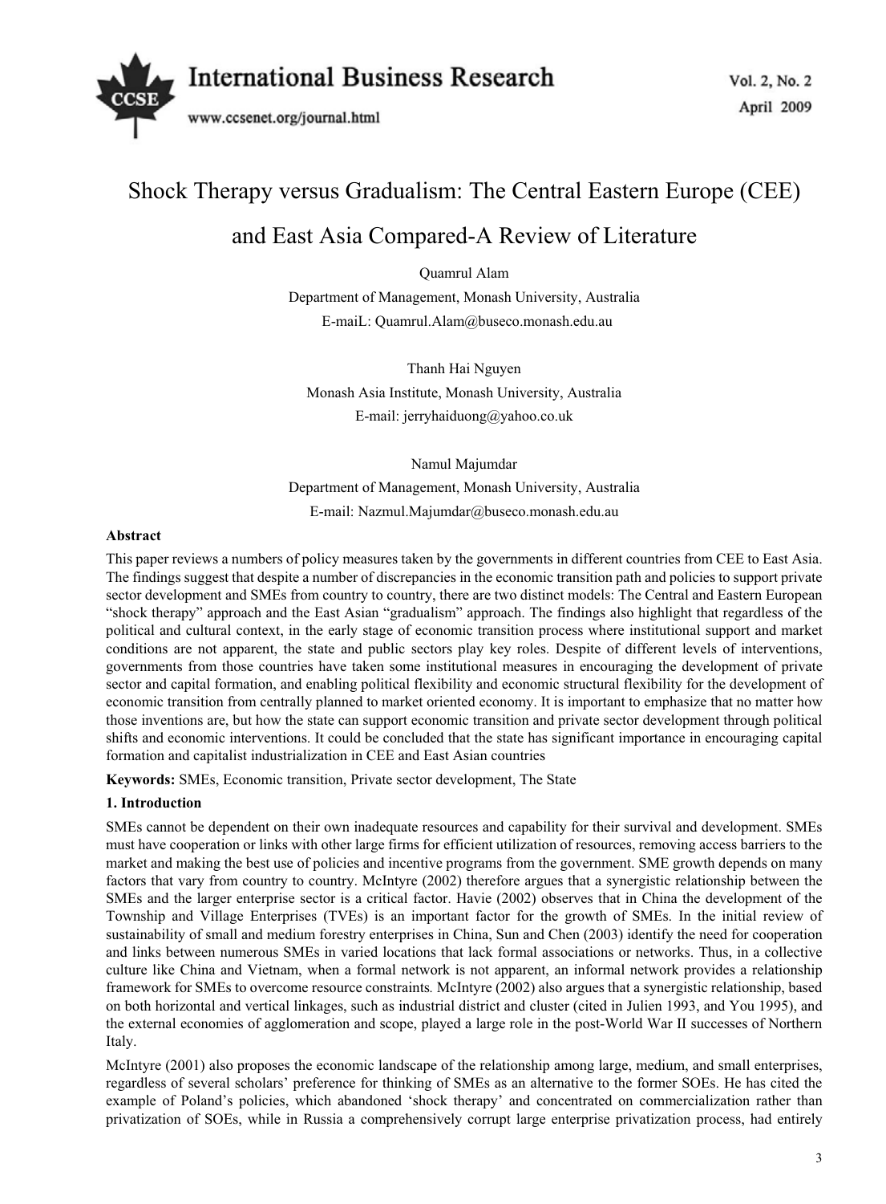# Shock Therapy versus Gradualism: The Central Eastern Europe (CEE) and East Asia Compared-A Review of Literature

Quamrul Alam
Department of Management, Monash University, Australia
E-maiL: Quamrul.Alam@buseco.monash.edu.au

Thanh Hai Nguyen
Monash Asia Institute, Monash University, Australia
E-mail: jerryhaiduong@yahoo.co.uk

Namul Majumdar
Department of Management, Monash University, Australia
E-mail: Nazmul.Majumdar@buseco.monash.edu.au

**Abstract**

This paper reviews a numbers of policy measures taken by the governments in different countries from CEE to East Asia. The findings suggest that despite a number of discrepancies in the economic transition path and policies to support private sector development and SMEs from country to country, there are two distinct models: The Central and Eastern European "shock therapy" approach and the East Asian "gradualism" approach. The findings also highlight that regardless of the political and cultural context, in the early stage of economic transition process where institutional support and market conditions are not apparent, the state and public sectors play key roles. Despite of different levels of interventions, governments from those countries have taken some institutional measures in encouraging the development of private sector and capital formation, and enabling political flexibility and economic structural flexibility for the development of economic transition from centrally planned to market oriented economy. It is important to emphasize that no matter how those inventions are, but how the state can support economic transition and private sector development through political shifts and economic interventions. It could be concluded that the state has significant importance in encouraging capital formation and capitalist industrialization in CEE and East Asian countries

**Keywords:** SMEs, Economic transition, Private sector development, The State

## 1. Introduction

SMEs cannot be dependent on their own inadequate resources and capability for their survival and development. SMEs must have cooperation or links with other large firms for efficient utilization of resources, removing access barriers to the market and making the best use of policies and incentive programs from the government. SME growth depends on many factors that vary from country to country. McIntyre (2002) therefore argues that a synergistic relationship between the SMEs and the larger enterprise sector is a critical factor. Havie (2002) observes that in China the development of the Township and Village Enterprises (TVEs) is an important factor for the growth of SMEs. In the initial review of sustainability of small and medium forestry enterprises in China, Sun and Chen (2003) identify the need for cooperation and links between numerous SMEs in varied locations that lack formal associations or networks. Thus, in a collective culture like China and Vietnam, when a formal network is not apparent, an informal network provides a relationship framework for SMEs to overcome resource constraints. McIntyre (2002) also argues that a synergistic relationship, based on both horizontal and vertical linkages, such as industrial district and cluster (cited in Julien 1993, and You 1995), and the external economies of agglomeration and scope, played a large role in the post-World War II successes of Northern Italy.

McIntyre (2001) also proposes the economic landscape of the relationship among large, medium, and small enterprises, regardless of several scholars' preference for thinking of SMEs as an alternative to the former SOEs. He has cited the example of Poland's policies, which abandoned 'shock therapy' and concentrated on commercialization rather than privatization of SOEs, while in Russia a comprehensively corrupt large enterprise privatization process, had entirely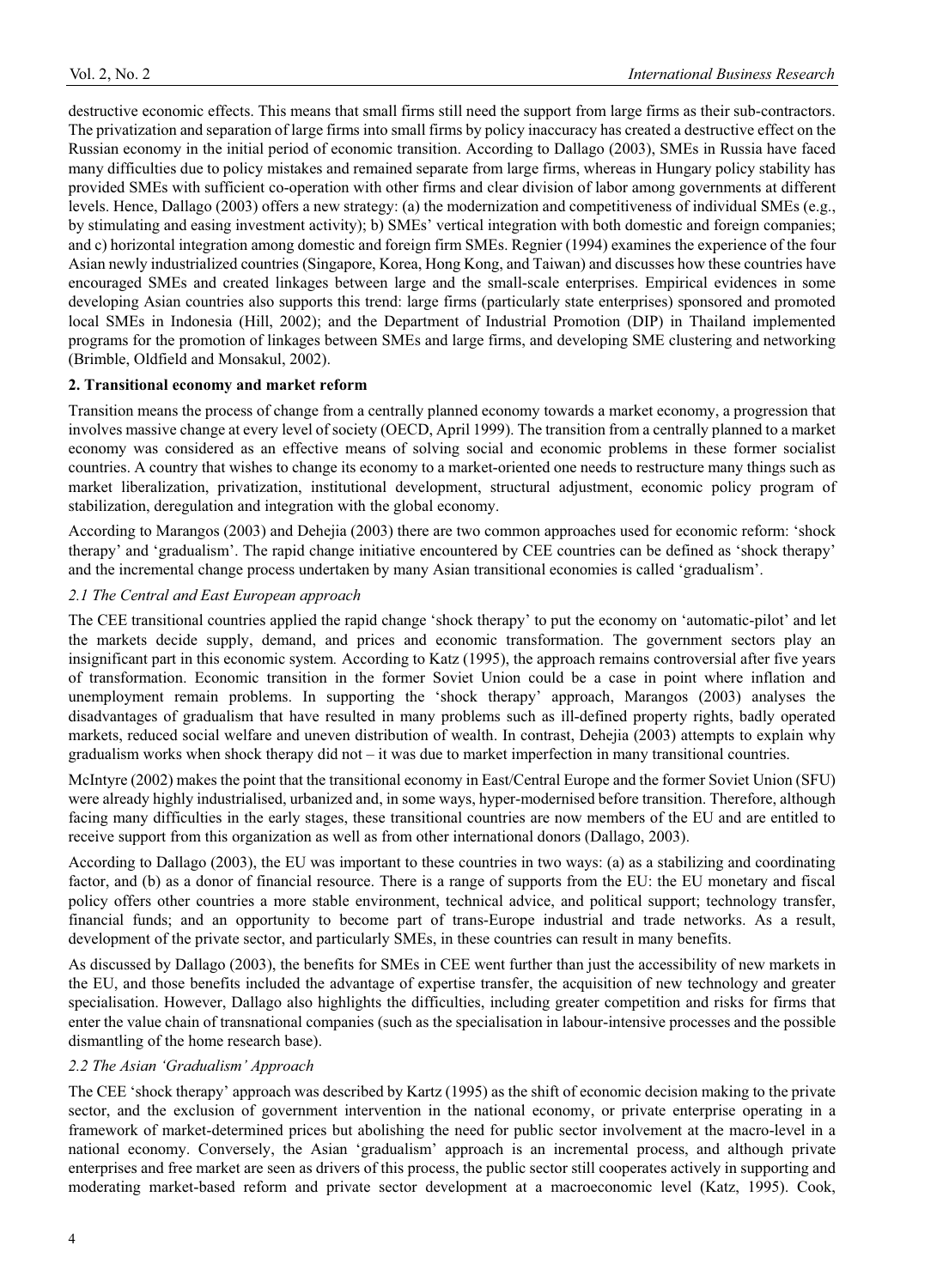destructive economic effects. This means that small firms still need the support from large firms as their sub-contractors. The privatization and separation of large firms into small firms by policy inaccuracy has created a destructive effect on the Russian economy in the initial period of economic transition. According to Dallago (2003), SMEs in Russia have faced many difficulties due to policy mistakes and remained separate from large firms, whereas in Hungary policy stability has provided SMEs with sufficient co-operation with other firms and clear division of labor among governments at different levels. Hence, Dallago (2003) offers a new strategy: (a) the modernization and competitiveness of individual SMEs (e.g., by stimulating and easing investment activity); b) SMEs' vertical integration with both domestic and foreign companies; and c) horizontal integration among domestic and foreign firm SMEs. Regnier (1994) examines the experience of the four Asian newly industrialized countries (Singapore, Korea, Hong Kong, and Taiwan) and discusses how these countries have encouraged SMEs and created linkages between large and the small-scale enterprises. Empirical evidences in some developing Asian countries also supports this trend: large firms (particularly state enterprises) sponsored and promoted local SMEs in Indonesia (Hill, 2002); and the Department of Industrial Promotion (DIP) in Thailand implemented programs for the promotion of linkages between SMEs and large firms, and developing SME clustering and networking (Brimble, Oldfield and Monsakul, 2002).

## 2. Transitional economy and market reform

Transition means the process of change from a centrally planned economy towards a market economy, a progression that involves massive change at every level of society (OECD, April 1999). The transition from a centrally planned to a market economy was considered as an effective means of solving social and economic problems in these former socialist countries. A country that wishes to change its economy to a market-oriented one needs to restructure many things such as market liberalization, privatization, institutional development, structural adjustment, economic policy program of stabilization, deregulation and integration with the global economy.

According to Marangos (2003) and Dehejia (2003) there are two common approaches used for economic reform: 'shock therapy' and 'gradualism'. The rapid change initiative encountered by CEE countries can be defined as 'shock therapy' and the incremental change process undertaken by many Asian transitional economies is called 'gradualism'.

### *2.1 The Central and East European approach*

The CEE transitional countries applied the rapid change 'shock therapy' to put the economy on 'automatic-pilot' and let the markets decide supply, demand, and prices and economic transformation. The government sectors play an insignificant part in this economic system. According to Katz (1995), the approach remains controversial after five years of transformation. Economic transition in the former Soviet Union could be a case in point where inflation and unemployment remain problems. In supporting the 'shock therapy' approach, Marangos (2003) analyses the disadvantages of gradualism that have resulted in many problems such as ill-defined property rights, badly operated markets, reduced social welfare and uneven distribution of wealth. In contrast, Dehejia (2003) attempts to explain why gradualism works when shock therapy did not – it was due to market imperfection in many transitional countries.

McIntyre (2002) makes the point that the transitional economy in East/Central Europe and the former Soviet Union (SFU) were already highly industrialised, urbanized and, in some ways, hyper-modernised before transition. Therefore, although facing many difficulties in the early stages, these transitional countries are now members of the EU and are entitled to receive support from this organization as well as from other international donors (Dallago, 2003).

According to Dallago (2003), the EU was important to these countries in two ways: (a) as a stabilizing and coordinating factor, and (b) as a donor of financial resource. There is a range of supports from the EU: the EU monetary and fiscal policy offers other countries a more stable environment, technical advice, and political support; technology transfer, financial funds; and an opportunity to become part of trans-Europe industrial and trade networks. As a result, development of the private sector, and particularly SMEs, in these countries can result in many benefits.

As discussed by Dallago (2003), the benefits for SMEs in CEE went further than just the accessibility of new markets in the EU, and those benefits included the advantage of expertise transfer, the acquisition of new technology and greater specialisation. However, Dallago also highlights the difficulties, including greater competition and risks for firms that enter the value chain of transnational companies (such as the specialisation in labour-intensive processes and the possible dismantling of the home research base).

### *2.2 The Asian 'Gradualism' Approach*

The CEE 'shock therapy' approach was described by Kartz (1995) as the shift of economic decision making to the private sector, and the exclusion of government intervention in the national economy, or private enterprise operating in a framework of market-determined prices but abolishing the need for public sector involvement at the macro-level in a national economy. Conversely, the Asian 'gradualism' approach is an incremental process, and although private enterprises and free market are seen as drivers of this process, the public sector still cooperates actively in supporting and moderating market-based reform and private sector development at a macroeconomic level (Katz, 1995). Cook,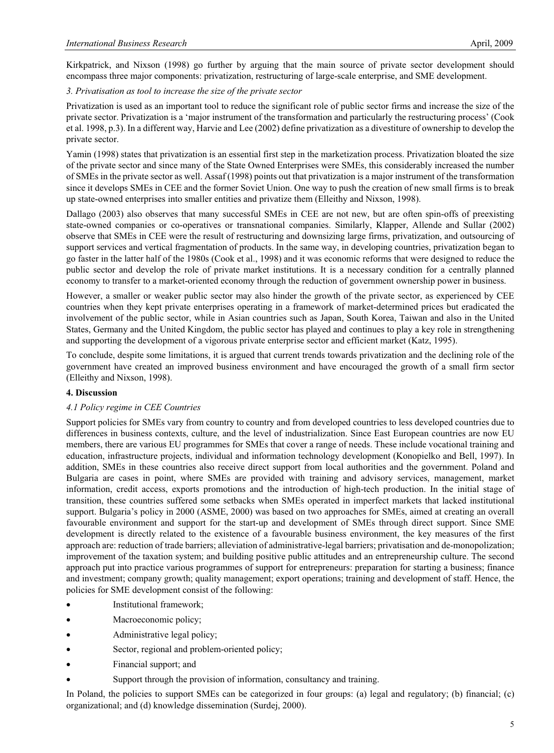Kirkpatrick, and Nixson (1998) go further by arguing that the main source of private sector development should encompass three major components: privatization, restructuring of large-scale enterprise, and SME development.

### *3. Privatisation as tool to increase the size of the private sector*

Privatization is used as an important tool to reduce the significant role of public sector firms and increase the size of the private sector. Privatization is a 'major instrument of the transformation and particularly the restructuring process' (Cook et al. 1998, p.3). In a different way, Harvie and Lee (2002) define privatization as a divestiture of ownership to develop the private sector.

Yamin (1998) states that privatization is an essential first step in the marketization process. Privatization bloated the size of the private sector and since many of the State Owned Enterprises were SMEs, this considerably increased the number of SMEs in the private sector as well. Assaf (1998) points out that privatization is a major instrument of the transformation since it develops SMEs in CEE and the former Soviet Union. One way to push the creation of new small firms is to break up state-owned enterprises into smaller entities and privatize them (Elleithy and Nixson, 1998).

Dallago (2003) also observes that many successful SMEs in CEE are not new, but are often spin-offs of preexisting state-owned companies or co-operatives or transnational companies. Similarly, Klapper, Allende and Sullar (2002) observe that SMEs in CEE were the result of restructuring and downsizing large firms, privatization, and outsourcing of support services and vertical fragmentation of products. In the same way, in developing countries, privatization began to go faster in the latter half of the 1980s (Cook et al., 1998) and it was economic reforms that were designed to reduce the public sector and develop the role of private market institutions. It is a necessary condition for a centrally planned economy to transfer to a market-oriented economy through the reduction of government ownership power in business.

However, a smaller or weaker public sector may also hinder the growth of the private sector, as experienced by CEE countries when they kept private enterprises operating in a framework of market-determined prices but eradicated the involvement of the public sector, while in Asian countries such as Japan, South Korea, Taiwan and also in the United States, Germany and the United Kingdom, the public sector has played and continues to play a key role in strengthening and supporting the development of a vigorous private enterprise sector and efficient market (Katz, 1995).

To conclude, despite some limitations, it is argued that current trends towards privatization and the declining role of the government have created an improved business environment and have encouraged the growth of a small firm sector (Elleithy and Nixson, 1998).

## 4. Discussion

### *4.1 Policy regime in CEE Countries*

Support policies for SMEs vary from country to country and from developed countries to less developed countries due to differences in business contexts, culture, and the level of industrialization. Since East European countries are now EU members, there are various EU programmes for SMEs that cover a range of needs. These include vocational training and education, infrastructure projects, individual and information technology development (Konopielko and Bell, 1997). In addition, SMEs in these countries also receive direct support from local authorities and the government. Poland and Bulgaria are cases in point, where SMEs are provided with training and advisory services, management, market information, credit access, exports promotions and the introduction of high-tech production. In the initial stage of transition, these countries suffered some setbacks when SMEs operated in imperfect markets that lacked institutional support. Bulgaria's policy in 2000 (ASME, 2000) was based on two approaches for SMEs, aimed at creating an overall favourable environment and support for the start-up and development of SMEs through direct support. Since SME development is directly related to the existence of a favourable business environment, the key measures of the first approach are: reduction of trade barriers; alleviation of administrative-legal barriers; privatisation and de-monopolization; improvement of the taxation system; and building positive public attitudes and an entrepreneurship culture. The second approach put into practice various programmes of support for entrepreneurs: preparation for starting a business; finance and investment; company growth; quality management; export operations; training and development of staff. Hence, the policies for SME development consist of the following:

- Institutional framework;
- Macroeconomic policy;
- Administrative legal policy;
- Sector, regional and problem-oriented policy;
- Financial support; and
- Support through the provision of information, consultancy and training.

In Poland, the policies to support SMEs can be categorized in four groups: (a) legal and regulatory; (b) financial; (c) organizational; and (d) knowledge dissemination (Surdej, 2000).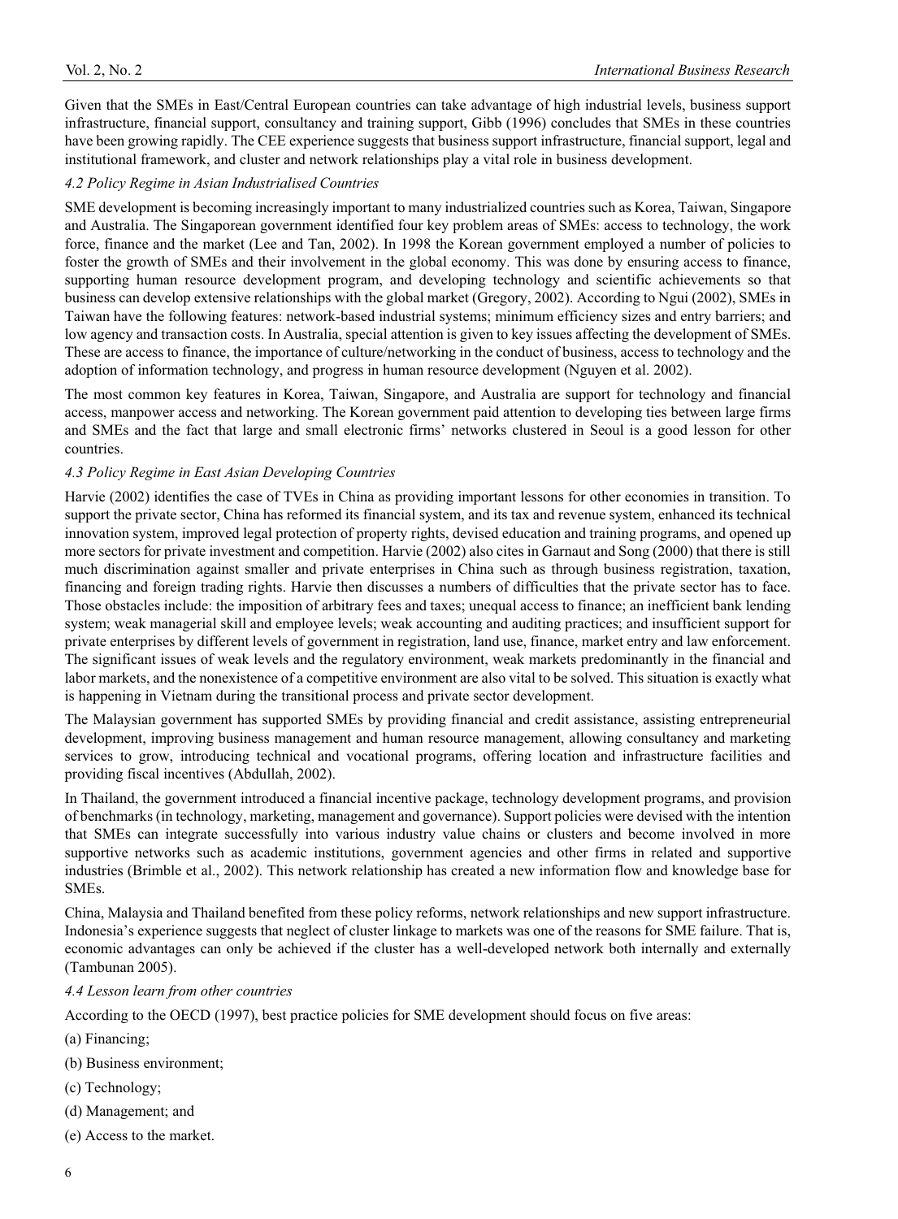Given that the SMEs in East/Central European countries can take advantage of high industrial levels, business support infrastructure, financial support, consultancy and training support, Gibb (1996) concludes that SMEs in these countries have been growing rapidly. The CEE experience suggests that business support infrastructure, financial support, legal and institutional framework, and cluster and network relationships play a vital role in business development.

### *4.2 Policy Regime in Asian Industrialised Countries*

SME development is becoming increasingly important to many industrialized countries such as Korea, Taiwan, Singapore and Australia. The Singaporean government identified four key problem areas of SMEs: access to technology, the work force, finance and the market (Lee and Tan, 2002). In 1998 the Korean government employed a number of policies to foster the growth of SMEs and their involvement in the global economy. This was done by ensuring access to finance, supporting human resource development program, and developing technology and scientific achievements so that business can develop extensive relationships with the global market (Gregory, 2002). According to Ngui (2002), SMEs in Taiwan have the following features: network-based industrial systems; minimum efficiency sizes and entry barriers; and low agency and transaction costs. In Australia, special attention is given to key issues affecting the development of SMEs. These are access to finance, the importance of culture/networking in the conduct of business, access to technology and the adoption of information technology, and progress in human resource development (Nguyen et al. 2002).

The most common key features in Korea, Taiwan, Singapore, and Australia are support for technology and financial access, manpower access and networking. The Korean government paid attention to developing ties between large firms and SMEs and the fact that large and small electronic firms' networks clustered in Seoul is a good lesson for other countries.

### *4.3 Policy Regime in East Asian Developing Countries*

Harvie (2002) identifies the case of TVEs in China as providing important lessons for other economies in transition. To support the private sector, China has reformed its financial system, and its tax and revenue system, enhanced its technical innovation system, improved legal protection of property rights, devised education and training programs, and opened up more sectors for private investment and competition. Harvie (2002) also cites in Garnaut and Song (2000) that there is still much discrimination against smaller and private enterprises in China such as through business registration, taxation, financing and foreign trading rights. Harvie then discusses a numbers of difficulties that the private sector has to face. Those obstacles include: the imposition of arbitrary fees and taxes; unequal access to finance; an inefficient bank lending system; weak managerial skill and employee levels; weak accounting and auditing practices; and insufficient support for private enterprises by different levels of government in registration, land use, finance, market entry and law enforcement. The significant issues of weak levels and the regulatory environment, weak markets predominantly in the financial and labor markets, and the nonexistence of a competitive environment are also vital to be solved. This situation is exactly what is happening in Vietnam during the transitional process and private sector development.

The Malaysian government has supported SMEs by providing financial and credit assistance, assisting entrepreneurial development, improving business management and human resource management, allowing consultancy and marketing services to grow, introducing technical and vocational programs, offering location and infrastructure facilities and providing fiscal incentives (Abdullah, 2002).

In Thailand, the government introduced a financial incentive package, technology development programs, and provision of benchmarks (in technology, marketing, management and governance). Support policies were devised with the intention that SMEs can integrate successfully into various industry value chains or clusters and become involved in more supportive networks such as academic institutions, government agencies and other firms in related and supportive industries (Brimble et al., 2002). This network relationship has created a new information flow and knowledge base for SMEs.

China, Malaysia and Thailand benefited from these policy reforms, network relationships and new support infrastructure. Indonesia's experience suggests that neglect of cluster linkage to markets was one of the reasons for SME failure. That is, economic advantages can only be achieved if the cluster has a well-developed network both internally and externally (Tambunan 2005).

### *4.4 Lesson learn from other countries*

According to the OECD (1997), best practice policies for SME development should focus on five areas:

(a) Financing;

(b) Business environment;

(c) Technology;

(d) Management; and

(e) Access to the market.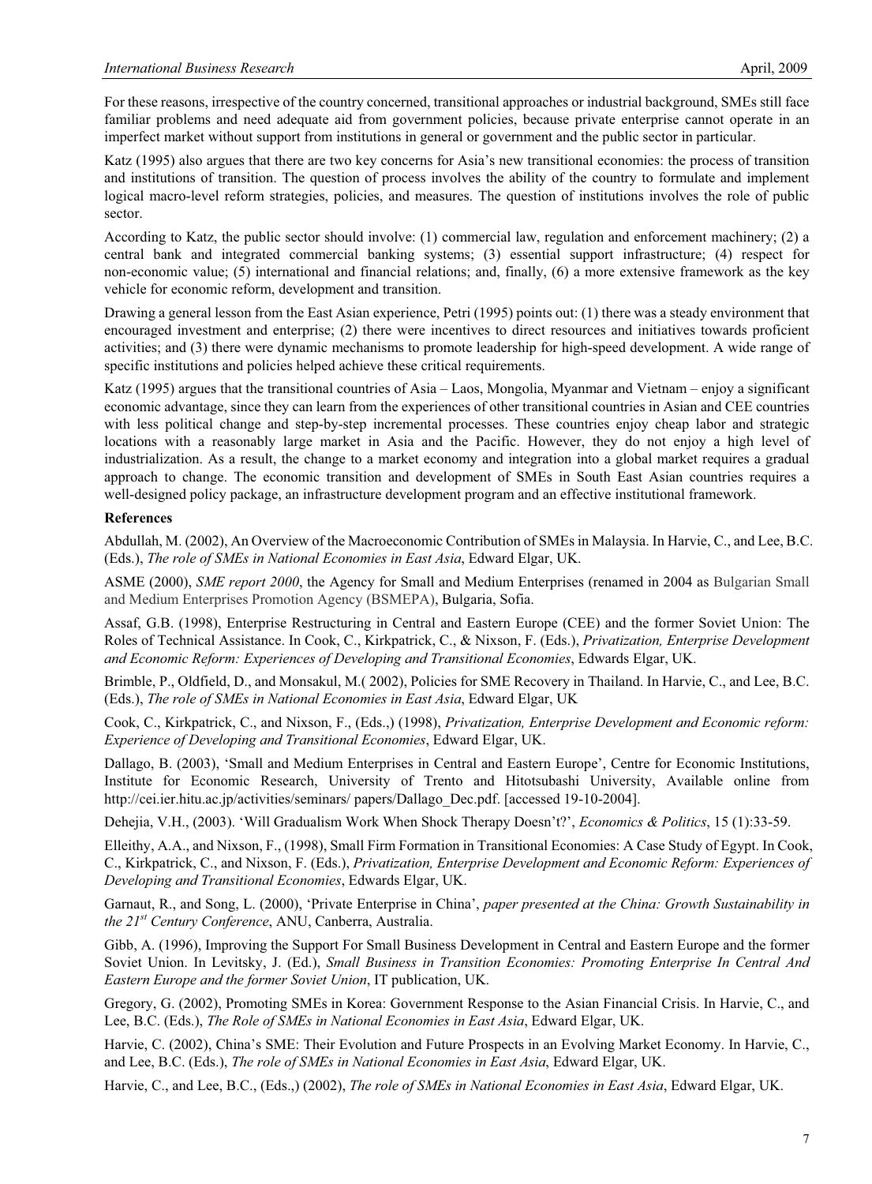For these reasons, irrespective of the country concerned, transitional approaches or industrial background, SMEs still face familiar problems and need adequate aid from government policies, because private enterprise cannot operate in an imperfect market without support from institutions in general or government and the public sector in particular.

Katz (1995) also argues that there are two key concerns for Asia's new transitional economies: the process of transition and institutions of transition. The question of process involves the ability of the country to formulate and implement logical macro-level reform strategies, policies, and measures. The question of institutions involves the role of public sector.

According to Katz, the public sector should involve: (1) commercial law, regulation and enforcement machinery; (2) a central bank and integrated commercial banking systems; (3) essential support infrastructure; (4) respect for non-economic value; (5) international and financial relations; and, finally, (6) a more extensive framework as the key vehicle for economic reform, development and transition.

Drawing a general lesson from the East Asian experience, Petri (1995) points out: (1) there was a steady environment that encouraged investment and enterprise; (2) there were incentives to direct resources and initiatives towards proficient activities; and (3) there were dynamic mechanisms to promote leadership for high-speed development. A wide range of specific institutions and policies helped achieve these critical requirements.

Katz (1995) argues that the transitional countries of Asia – Laos, Mongolia, Myanmar and Vietnam – enjoy a significant economic advantage, since they can learn from the experiences of other transitional countries in Asian and CEE countries with less political change and step-by-step incremental processes. These countries enjoy cheap labor and strategic locations with a reasonably large market in Asia and the Pacific. However, they do not enjoy a high level of industrialization. As a result, the change to a market economy and integration into a global market requires a gradual approach to change. The economic transition and development of SMEs in South East Asian countries requires a well-designed policy package, an infrastructure development program and an effective institutional framework.

**References**

Abdullah, M. (2002), An Overview of the Macroeconomic Contribution of SMEs in Malaysia. In Harvie, C., and Lee, B.C. (Eds.), *The role of SMEs in National Economies in East Asia*, Edward Elgar, UK.

ASME (2000), *SME report 2000*, the Agency for Small and Medium Enterprises (renamed in 2004 as Bulgarian Small and Medium Enterprises Promotion Agency (BSMEPA), Bulgaria, Sofia.

Assaf, G.B. (1998), Enterprise Restructuring in Central and Eastern Europe (CEE) and the former Soviet Union: The Roles of Technical Assistance. In Cook, C., Kirkpatrick, C., & Nixson, F. (Eds.), *Privatization, Enterprise Development and Economic Reform: Experiences of Developing and Transitional Economies*, Edwards Elgar, UK.

Brimble, P., Oldfield, D., and Monsakul, M.( 2002), Policies for SME Recovery in Thailand. In Harvie, C., and Lee, B.C. (Eds.), *The role of SMEs in National Economies in East Asia*, Edward Elgar, UK

Cook, C., Kirkpatrick, C., and Nixson, F., (Eds.,) (1998), *Privatization, Enterprise Development and Economic reform: Experience of Developing and Transitional Economies*, Edward Elgar, UK.

Dallago, B. (2003), 'Small and Medium Enterprises in Central and Eastern Europe', Centre for Economic Institutions, Institute for Economic Research, University of Trento and Hitotsubashi University, Available online from http://cei.ier.hitu.ac.jp/activities/seminars/ papers/Dallago_Dec.pdf. [accessed 19-10-2004].

Dehejia, V.H., (2003). 'Will Gradualism Work When Shock Therapy Doesn't?', *Economics & Politics*, 15 (1):33-59.

Elleithy, A.A., and Nixson, F., (1998), Small Firm Formation in Transitional Economies: A Case Study of Egypt. In Cook, C., Kirkpatrick, C., and Nixson, F. (Eds.), *Privatization, Enterprise Development and Economic Reform: Experiences of Developing and Transitional Economies*, Edwards Elgar, UK.

Garnaut, R., and Song, L. (2000), 'Private Enterprise in China', *paper presented at the China: Growth Sustainability in the 21st Century Conference*, ANU, Canberra, Australia.

Gibb, A. (1996), Improving the Support For Small Business Development in Central and Eastern Europe and the former Soviet Union. In Levitsky, J. (Ed.), *Small Business in Transition Economies: Promoting Enterprise In Central And Eastern Europe and the former Soviet Union*, IT publication, UK.

Gregory, G. (2002), Promoting SMEs in Korea: Government Response to the Asian Financial Crisis. In Harvie, C., and Lee, B.C. (Eds.), *The Role of SMEs in National Economies in East Asia*, Edward Elgar, UK.

Harvie, C. (2002), China's SME: Their Evolution and Future Prospects in an Evolving Market Economy. In Harvie, C., and Lee, B.C. (Eds.), *The role of SMEs in National Economies in East Asia*, Edward Elgar, UK.

Harvie, C., and Lee, B.C., (Eds.,) (2002), *The role of SMEs in National Economies in East Asia*, Edward Elgar, UK.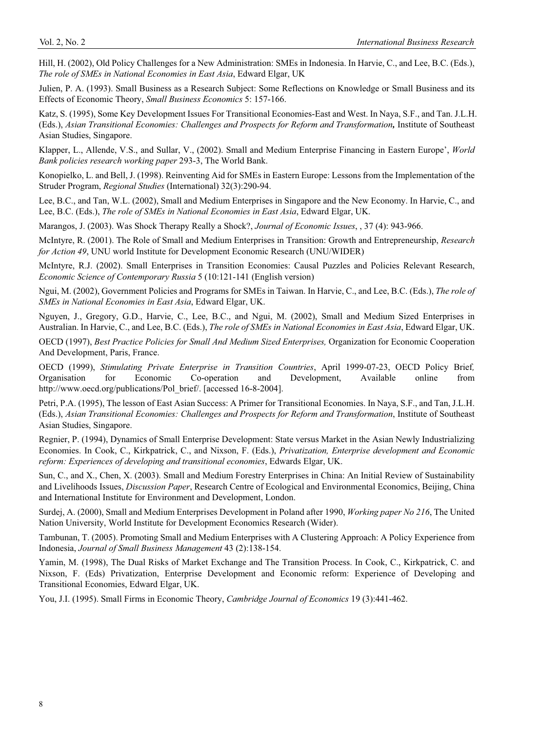Hill, H. (2002), Old Policy Challenges for a New Administration: SMEs in Indonesia. In Harvie, C., and Lee, B.C. (Eds.), *The role of SMEs in National Economies in East Asia*, Edward Elgar, UK

Julien, P. A. (1993). Small Business as a Research Subject: Some Reflections on Knowledge or Small Business and its Effects of Economic Theory, *Small Business Economics* 5: 157-166.

Katz, S. (1995), Some Key Development Issues For Transitional Economies-East and West. In Naya, S.F., and Tan. J.L.H. (Eds.), *Asian Transitional Economies: Challenges and Prospects for Reform and Transformation,* Institute of Southeast Asian Studies, Singapore.

Klapper, L., Allende, V.S., and Sullar, V., (2002). Small and Medium Enterprise Financing in Eastern Europe', *World Bank policies research working paper* 293-3, The World Bank.

Konopielko, L. and Bell, J. (1998). Reinventing Aid for SMEs in Eastern Europe: Lessons from the Implementation of the Struder Program, *Regional Studies* (International) 32(3):290-94.

Lee, B.C., and Tan, W.L. (2002), Small and Medium Enterprises in Singapore and the New Economy. In Harvie, C., and Lee, B.C. (Eds.), *The role of SMEs in National Economies in East Asia*, Edward Elgar, UK.

Marangos, J. (2003). Was Shock Therapy Really a Shock?, *Journal of Economic Issues*, , 37 (4): 943-966.

McIntyre, R. (2001). The Role of Small and Medium Enterprises in Transition: Growth and Entrepreneurship, *Research for Action 49*, UNU world Institute for Development Economic Research (UNU/WIDER)

McIntyre, R.J. (2002). Small Enterprises in Transition Economies: Causal Puzzles and Policies Relevant Research, *Economic Science of Contemporary Russia* 5 (10:121-141 (English version)

Ngui, M. (2002), Government Policies and Programs for SMEs in Taiwan. In Harvie, C., and Lee, B.C. (Eds.), *The role of SMEs in National Economies in East Asia*, Edward Elgar, UK.

Nguyen, J., Gregory, G.D., Harvie, C., Lee, B.C., and Ngui, M. (2002), Small and Medium Sized Enterprises in Australian. In Harvie, C., and Lee, B.C. (Eds.), *The role of SMEs in National Economies in East Asia*, Edward Elgar, UK.

OECD (1997), *Best Practice Policies for Small And Medium Sized Enterprises,* Organization for Economic Cooperation And Development, Paris, France.

OECD (1999), *Stimulating Private Enterprise in Transition Countries*, April 1999-07-23, OECD Policy Brief*,* Organisation for Economic Co-operation and Development, Available online from http://www.oecd.org/publications/Pol_brief/. [accessed 16-8-2004].

Petri, P.A. (1995), The lesson of East Asian Success: A Primer for Transitional Economies. In Naya, S.F., and Tan, J.L.H. (Eds.), *Asian Transitional Economies: Challenges and Prospects for Reform and Transformation*, Institute of Southeast Asian Studies, Singapore.

Regnier, P. (1994), Dynamics of Small Enterprise Development: State versus Market in the Asian Newly Industrializing Economies. In Cook, C., Kirkpatrick, C., and Nixson, F. (Eds.), *Privatization, Enterprise development and Economic reform: Experiences of developing and transitional economies*, Edwards Elgar, UK.

Sun, C., and X., Chen, X. (2003). Small and Medium Forestry Enterprises in China: An Initial Review of Sustainability and Livelihoods Issues, *Discussion Paper*, Research Centre of Ecological and Environmental Economics, Beijing, China and International Institute for Environment and Development, London.

Surdej, A. (2000), Small and Medium Enterprises Development in Poland after 1990, *Working paper No 216*, The United Nation University, World Institute for Development Economics Research (Wider).

Tambunan, T. (2005). Promoting Small and Medium Enterprises with A Clustering Approach: A Policy Experience from Indonesia, *Journal of Small Business Management* 43 (2):138-154.

Yamin, M. (1998), The Dual Risks of Market Exchange and The Transition Process. In Cook, C., Kirkpatrick, C. and Nixson, F. (Eds) Privatization, Enterprise Development and Economic reform: Experience of Developing and Transitional Economies, Edward Elgar, UK.

You, J.I. (1995). Small Firms in Economic Theory, *Cambridge Journal of Economics* 19 (3):441-462.